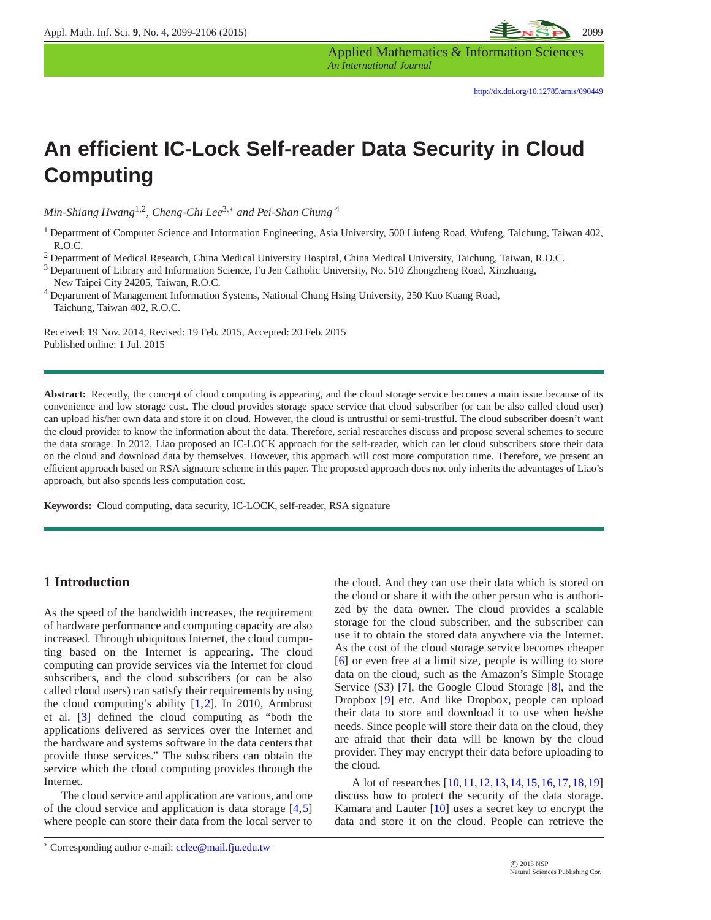# An efficient IC-Lock Self-reader Data Security in Cloud Computing

*Min-Shiang Hwang*[1,2], *Cheng-Chi Lee*[3,*] *and Pei-Shan Chung* [4]

[1] Department of Computer Science and Information Engineering, Asia University, 500 Liufeng Road, Wufeng, Taichung, Taiwan 402, R.O.C.

[2] Department of Medical Research, China Medical University Hospital, China Medical University, Taichung, Taiwan, R.O.C.

[3] Department of Library and Information Science, Fu Jen Catholic University, No. 510 Zhongzheng Road, Xinzhuang, New Taipei City 24205, Taiwan, R.O.C.

[4] Department of Management Information Systems, National Chung Hsing University, 250 Kuo Kuang Road, Taichung, Taiwan 402, R.O.C.

Received: 19 Nov. 2014, Revised: 19 Feb. 2015, Accepted: 20 Feb. 2015
Published online: 1 Jul. 2015

**Abstract:** Recently, the concept of cloud computing is appearing, and the cloud storage service becomes a main issue because of its convenience and low storage cost. The cloud provides storage space service that cloud subscriber (or can be also called cloud user) can upload his/her own data and store it on cloud. However, the cloud is untrustful or semi-trustful. The cloud subscriber doesn't want the cloud provider to know the information about the data. Therefore, serial researches discuss and propose several schemes to secure the data storage. In 2012, Liao proposed an IC-LOCK approach for the self-reader, which can let cloud subscribers store their data on the cloud and download data by themselves. However, this approach will cost more computation time. Therefore, we present an efficient approach based on RSA signature scheme in this paper. The proposed approach does not only inherits the advantages of Liao's approach, but also spends less computation cost.

**Keywords:** Cloud computing, data security, IC-LOCK, self-reader, RSA signature

## 1 Introduction

As the speed of the bandwidth increases, the requirement of hardware performance and computing capacity are also increased. Through ubiquitous Internet, the cloud computing based on the Internet is appearing. The cloud computing can provide services via the Internet for cloud subscribers, and the cloud subscribers (or can be also called cloud users) can satisfy their requirements by using the cloud computing's ability [1,2]. In 2010, Armbrust et al. [3] defined the cloud computing as "both the applications delivered as services over the Internet and the hardware and systems software in the data centers that provide those services." The subscribers can obtain the service which the cloud computing provides through the Internet.

The cloud service and application are various, and one of the cloud service and application is data storage [4,5] where people can store their data from the local server to the cloud. And they can use their data which is stored on the cloud or share it with the other person who is authorized by the data owner. The cloud provides a scalable storage for the cloud subscriber, and the subscriber can use it to obtain the stored data anywhere via the Internet. As the cost of the cloud storage service becomes cheaper [6] or even free at a limit size, people is willing to store data on the cloud, such as the Amazon's Simple Storage Service (S3) [7], the Google Cloud Storage [8], and the Dropbox [9] etc. And like Dropbox, people can upload their data to store and download it to use when he/she needs. Since people will store their data on the cloud, they are afraid that their data will be known by the cloud provider. They may encrypt their data before uploading to the cloud.

A lot of researches [10,11,12,13,14,15,16,17,18,19] discuss how to protect the security of the data storage. Kamara and Lauter [10] uses a secret key to encrypt the data and store it on the cloud. People can retrieve the

* Corresponding author e-mail: cclee@mail.fju.edu.tw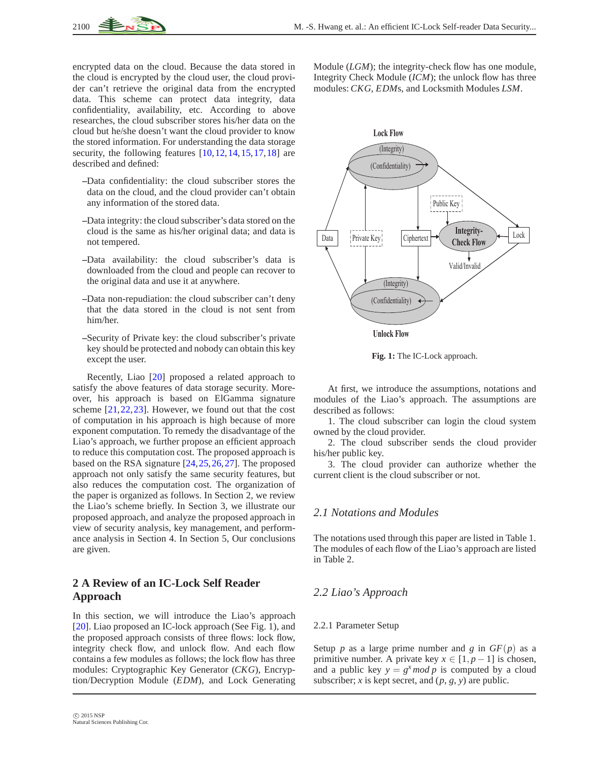encrypted data on the cloud. Because the data stored in the cloud is encrypted by the cloud user, the cloud provider can't retrieve the original data from the encrypted data. This scheme can protect data integrity, data confidentiality, availability, etc. According to above researches, the cloud subscriber stores his/her data on the cloud but he/she doesn't want the cloud provider to know the stored information. For understanding the data storage security, the following features [10,12,14,15,17,18] are described and defined:

–Data confidentiality: the cloud subscriber stores the data on the cloud, and the cloud provider can't obtain any information of the stored data.

–Data integrity: the cloud subscriber's data stored on the cloud is the same as his/her original data; and data is not tempered.

–Data availability: the cloud subscriber's data is downloaded from the cloud and people can recover to the original data and use it at anywhere.

–Data non-repudiation: the cloud subscriber can't deny that the data stored in the cloud is not sent from him/her.

–Security of Private key: the cloud subscriber's private key should be protected and nobody can obtain this key except the user.

Recently, Liao [20] proposed a related approach to satisfy the above features of data storage security. Moreover, his approach is based on ElGamma signature scheme [21,22,23]. However, we found out that the cost of computation in his approach is high because of more exponent computation. To remedy the disadvantage of the Liao's approach, we further propose an efficient approach to reduce this computation cost. The proposed approach is based on the RSA signature [24,25,26,27]. The proposed approach not only satisfy the same security features, but also reduces the computation cost. The organization of the paper is organized as follows. In Section 2, we review the Liao's scheme briefly. In Section 3, we illustrate our proposed approach, and analyze the proposed approach in view of security analysis, key management, and performance analysis in Section 4. In Section 5, Our conclusions are given.

## 2 A Review of an IC-Lock Self Reader Approach

In this section, we will introduce the Liao's approach [20]. Liao proposed an IC-lock approach (See Fig. 1), and the proposed approach consists of three flows: lock flow, integrity check flow, and unlock flow. And each flow contains a few modules as follows; the lock flow has three modules: Cryptographic Key Generator (*CKG*), Encryption/Decryption Module (*EDM*), and Lock Generating Module (*LGM*); the integrity-check flow has one module, Integrity Check Module (*ICM*); the unlock flow has three modules: *CKG*, *EDM*s, and Locksmith Modules *LSM*.

**Fig. 1:** The IC-Lock approach.

At first, we introduce the assumptions, notations and modules of the Liao's approach. The assumptions are described as follows:

1. The cloud subscriber can login the cloud system owned by the cloud provider.

2. The cloud subscriber sends the cloud provider his/her public key.

3. The cloud provider can authorize whether the current client is the cloud subscriber or not.

### 2.1 Notations and Modules

The notations used through this paper are listed in Table 1. The modules of each flow of the Liao's approach are listed in Table 2.

### 2.2 Liao's Approach

#### 2.2.1 Parameter Setup

Setup $p$ as a large prime number and $g$ in $GF(p)$ as a primitive number. A private key $x \in [1, p-1]$ is chosen, and a public key $y = g^x \, mod \, p$ is computed by a cloud subscriber; $x$ is kept secret, and $(p, g, y)$ are public.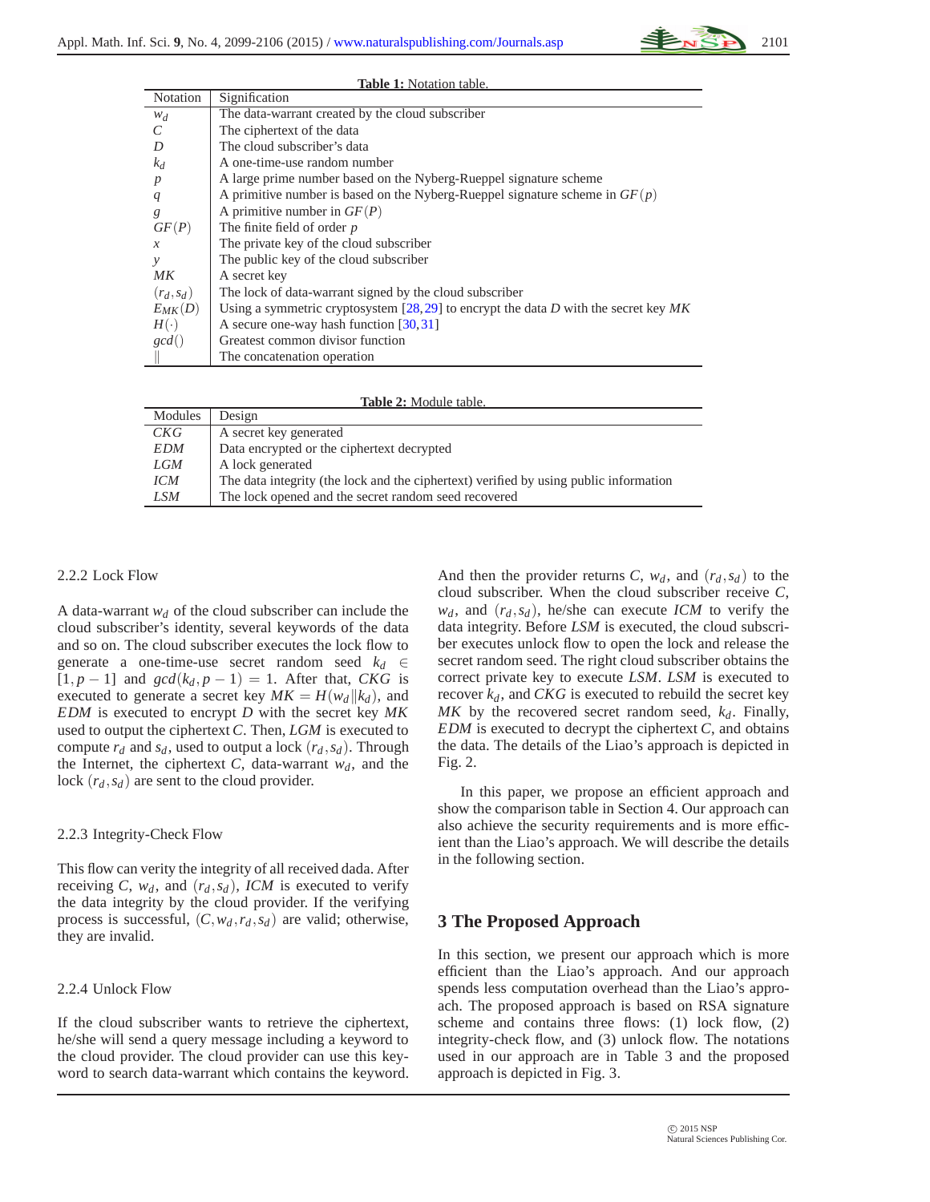**Table 1:** Notation table.

| Notation | Signification |
|---|---|
| $w_d$ | The data-warrant created by the cloud subscriber |
| $C$ | The ciphertext of the data |
| $D$ | The cloud subscriber's data |
| $k_d$ | A one-time-use random number |
| $p$ | A large prime number based on the Nyberg-Rueppel signature scheme |
| $q$ | A primitive number is based on the Nyberg-Rueppel signature scheme in $GF(p)$ |
| $g$ | A primitive number in $GF(P)$ |
| $GF(P)$ | The finite field of order $p$ |
| $x$ | The private key of the cloud subscriber |
| $y$ | The public key of the cloud subscriber |
| $MK$ | A secret key |
| $(r_d, s_d)$ | The lock of data-warrant signed by the cloud subscriber |
| $E_{MK}(D)$ | Using a symmetric cryptosystem [28,29] to encrypt the data $D$ with the secret key $MK$ |
| $H(\cdot)$ | A secure one-way hash function [30,31] |
| $gcd()$ | Greatest common divisor function |
| $\|$ | The concatenation operation |

**Table 2:** Module table.

| Modules | Design |
|---|---|
| *CKG* | A secret key generated |
| *EDM* | Data encrypted or the ciphertext decrypted |
| *LGM* | A lock generated |
| *ICM* | The data integrity (the lock and the ciphertext) verified by using public information |
| *LSM* | The lock opened and the secret random seed recovered |

#### 2.2.2 Lock Flow

A data-warrant $w_d$ of the cloud subscriber can include the cloud subscriber's identity, several keywords of the data and so on. The cloud subscriber executes the lock flow to generate a one-time-use secret random seed $k_d \in [1, p-1]$ and $gcd(k_d, p-1) = 1$. After that, *CKG* is executed to generate a secret key $MK = H(w_d \| k_d)$, and *EDM* is executed to encrypt $D$ with the secret key $MK$ used to output the ciphertext $C$. Then, *LGM* is executed to compute $r_d$ and $s_d$, used to output a lock $(r_d, s_d)$. Through the Internet, the ciphertext $C$, data-warrant $w_d$, and the lock $(r_d, s_d)$ are sent to the cloud provider.

#### 2.2.3 Integrity-Check Flow

This flow can verity the integrity of all received dada. After receiving $C$, $w_d$, and $(r_d, s_d)$, *ICM* is executed to verify the data integrity by the cloud provider. If the verifying process is successful, $(C, w_d, r_d, s_d)$ are valid; otherwise, they are invalid.

#### 2.2.4 Unlock Flow

If the cloud subscriber wants to retrieve the ciphertext, he/she will send a query message including a keyword to the cloud provider. The cloud provider can use this keyword to search data-warrant which contains the keyword. And then the provider returns $C$, $w_d$, and $(r_d, s_d)$ to the cloud subscriber. When the cloud subscriber receive $C$, $w_d$, and $(r_d, s_d)$, he/she can execute *ICM* to verify the data integrity. Before *LSM* is executed, the cloud subscriber executes unlock flow to open the lock and release the secret random seed. The right cloud subscriber obtains the correct private key to execute *LSM*. *LSM* is executed to recover $k_d$, and *CKG* is executed to rebuild the secret key $MK$ by the recovered secret random seed, $k_d$. Finally, *EDM* is executed to decrypt the ciphertext $C$, and obtains the data. The details of the Liao's approach is depicted in Fig. 2.

In this paper, we propose an efficient approach and show the comparison table in Section 4. Our approach can also achieve the security requirements and is more efficient than the Liao's approach. We will describe the details in the following section.

## 3 The Proposed Approach

In this section, we present our approach which is more efficient than the Liao's approach. And our approach spends less computation overhead than the Liao's approach. The proposed approach is based on RSA signature scheme and contains three flows: (1) lock flow, (2) integrity-check flow, and (3) unlock flow. The notations used in our approach are in Table 3 and the proposed approach is depicted in Fig. 3.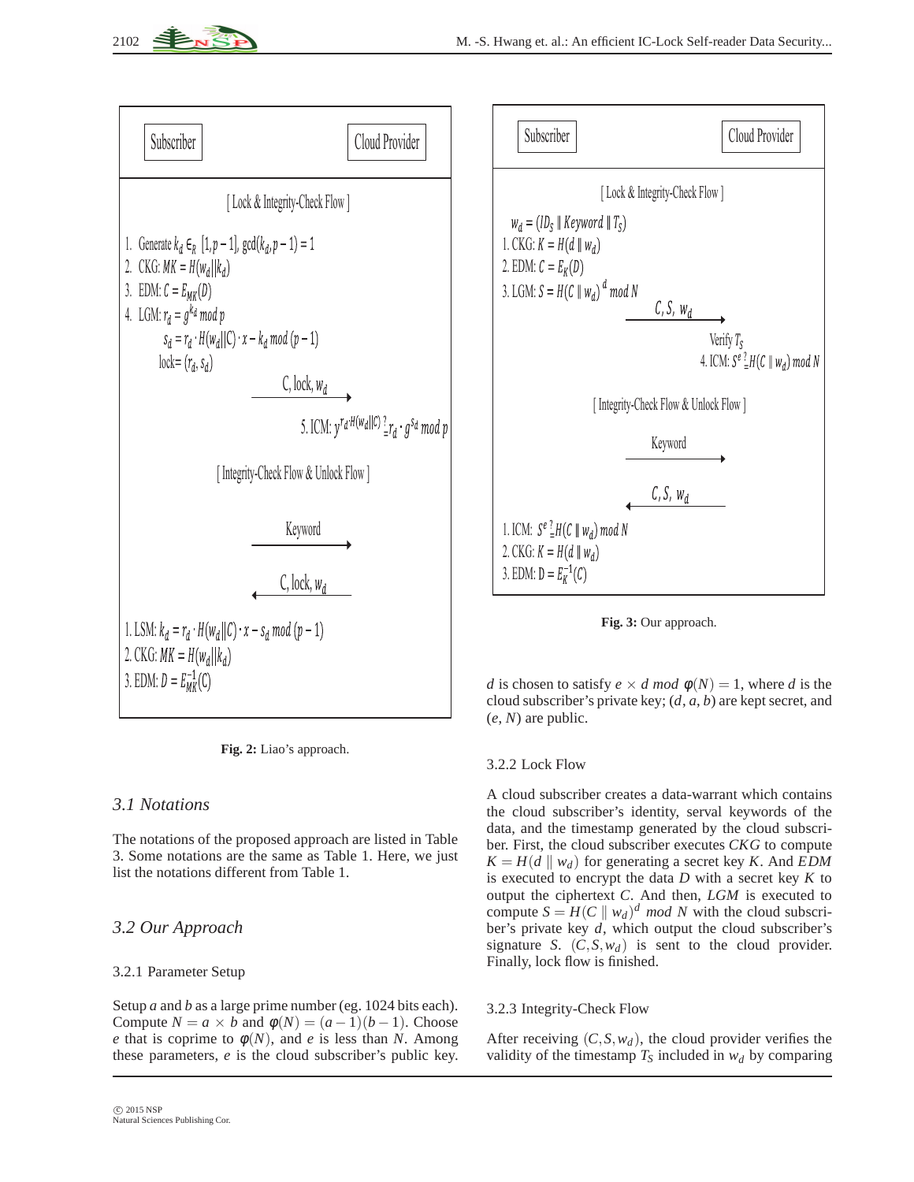**Fig. 2 (Liao's approach):**

Subscriber → Cloud Provider

[ Lock & Integrity-Check Flow ]

1. Generate $k_d \in_R [1, p-1]$, $\gcd(k_d, p-1) = 1$
2. CKG: $MK = H(w_d || k_d)$
3. EDM: $C = E_{MK}(D)$
4. LGM: $r_d = g^{k_d} \bmod p$

   $s_d = r_d \cdot H(w_d || C) \cdot x - k_d \bmod (p-1)$

   lock $= (r_d, s_d)$

Subscriber sends $C$, lock, $w_d$ → Cloud Provider

5. ICM: $y^{r_d \cdot H(w_d||C)} \stackrel{?}{=} r_d \cdot g^{s_d} \bmod p$

[ Integrity-Check Flow & Unlock Flow ]

Subscriber sends Keyword → Cloud Provider

Cloud Provider sends $C$, lock, $w_d$ → Subscriber

1. LSM: $k_d = r_d \cdot H(w_d || C) \cdot x - s_d \bmod (p-1)$
2. CKG: $MK = H(w_d || k_d)$
3. EDM: $D = E_{MK}^{-1}(C)$

**Fig. 2:** Liao's approach.

**Fig. 3 (Our approach):**

Subscriber → Cloud Provider

[ Lock & Integrity-Check Flow ]

$w_d = (ID_S \parallel Keyword \parallel T_S)$

1. CKG: $K = H(d \parallel w_d)$
2. EDM: $C = E_K(D)$
3. LGM: $S = H(C \parallel w_d)^d \bmod N$

Subscriber sends $C, S, w_d$ → Cloud Provider

Verify $T_S$

4. ICM: $S^e \stackrel{?}{=} H(C \parallel w_d) \bmod N$

[ Integrity-Check Flow & Unlock Flow ]

Subscriber sends Keyword → Cloud Provider

Cloud Provider sends $C, S, w_d$ → Subscriber

1. ICM: $S^e \stackrel{?}{=} H(C \parallel w_d) \bmod N$
2. CKG: $K = H(d \parallel w_d)$
3. EDM: $D = E_K^{-1}(C)$

**Fig. 3:** Our approach.

## 3.1 Notations

The notations of the proposed approach are listed in Table 3. Some notations are the same as Table 1. Here, we just list the notations different from Table 1.

## 3.2 Our Approach

### 3.2.1 Parameter Setup

Setup $a$ and $b$ as a large prime number (eg. 1024 bits each). Compute $N = a \times b$ and $\phi(N) = (a-1)(b-1)$. Choose $e$ that is coprime to $\phi(N)$, and $e$ is less than $N$. Among these parameters, $e$ is the cloud subscriber's public key. $d$ is chosen to satisfy $e \times d \bmod \phi(N) = 1$, where $d$ is the cloud subscriber's private key; $(d, a, b)$ are kept secret, and $(e, N)$ are public.

### 3.2.2 Lock Flow

A cloud subscriber creates a data-warrant which contains the cloud subscriber's identity, serval keywords of the data, and the timestamp generated by the cloud subscriber. First, the cloud subscriber executes *CKG* to compute $K = H(d \parallel w_d)$ for generating a secret key $K$. And *EDM* is executed to encrypt the data $D$ with a secret key $K$ to output the ciphertext $C$. And then, *LGM* is executed to compute $S = H(C \parallel w_d)^d \bmod N$ with the cloud subscriber's private key $d$, which output the cloud subscriber's signature $S$. $(C, S, w_d)$ is sent to the cloud provider. Finally, lock flow is finished.

### 3.2.3 Integrity-Check Flow

After receiving $(C, S, w_d)$, the cloud provider verifies the validity of the timestamp $T_S$ included in $w_d$ by comparing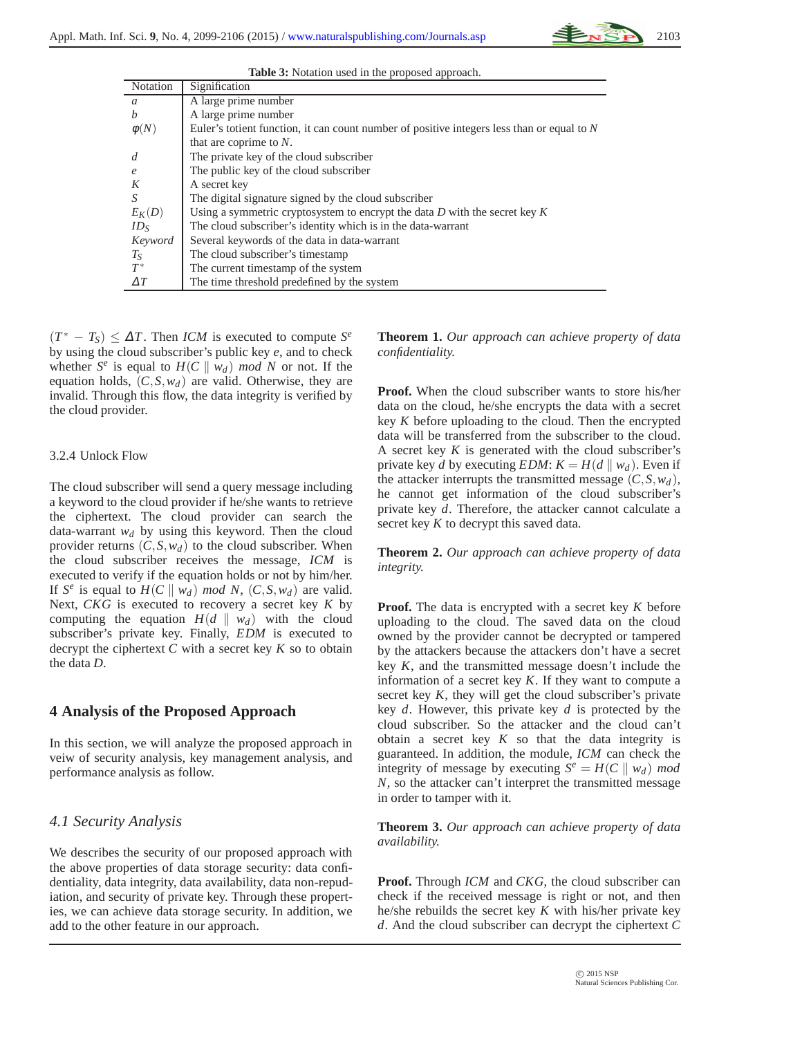**Table 3:** Notation used in the proposed approach.

| Notation | Signification |
|---|---|
| $a$ | A large prime number |
| $b$ | A large prime number |
| $\phi(N)$ | Euler's totient function, it can count number of positive integers less than or equal to $N$ that are coprime to $N$. |
| $d$ | The private key of the cloud subscriber |
| $e$ | The public key of the cloud subscriber |
| $K$ | A secret key |
| $S$ | The digital signature signed by the cloud subscriber |
| $E_K(D)$ | Using a symmetric cryptosystem to encrypt the data $D$ with the secret key $K$ |
| $ID_S$ | The cloud subscriber's identity which is in the data-warrant |
| *Keyword* | Several keywords of the data in data-warrant |
| $T_S$ | The cloud subscriber's timestamp |
| $T^*$ | The current timestamp of the system |
| $\Delta T$ | The time threshold predefined by the system |

$(T^* - T_S) \leq \Delta T$. Then *ICM* is executed to compute $S^e$ by using the cloud subscriber's public key $e$, and to check whether $S^e$ is equal to $H(C \parallel w_d)$ *mod* $N$ or not. If the equation holds, $(C, S, w_d)$ are valid. Otherwise, they are invalid. Through this flow, the data integrity is verified by the cloud provider.

3.2.4 Unlock Flow

The cloud subscriber will send a query message including a keyword to the cloud provider if he/she wants to retrieve the ciphertext. The cloud provider can search the data-warrant $w_d$ by using this keyword. Then the cloud provider returns $(C, S, w_d)$ to the cloud subscriber. When the cloud subscriber receives the message, *ICM* is executed to verify if the equation holds or not by him/her. If $S^e$ is equal to $H(C \parallel w_d)$ *mod* $N$, $(C, S, w_d)$ are valid. Next, *CKG* is executed to recovery a secret key $K$ by computing the equation $H(d \parallel w_d)$ with the cloud subscriber's private key. Finally, *EDM* is executed to decrypt the ciphertext $C$ with a secret key $K$ so to obtain the data $D$.

## 4 Analysis of the Proposed Approach

In this section, we will analyze the proposed approach in veiw of security analysis, key management analysis, and performance analysis as follow.

### *4.1 Security Analysis*

We describes the security of our proposed approach with the above properties of data storage security: data confidentiality, data integrity, data availability, data non-repudiation, and security of private key. Through these properties, we can achieve data storage security. In addition, we add to the other feature in our approach.

**Theorem 1.** *Our approach can achieve property of data confidentiality.*

**Proof.** When the cloud subscriber wants to store his/her data on the cloud, he/she encrypts the data with a secret key $K$ before uploading to the cloud. Then the encrypted data will be transferred from the subscriber to the cloud. A secret key $K$ is generated with the cloud subscriber's private key $d$ by executing *EDM*: $K = H(d \parallel w_d)$. Even if the attacker interrupts the transmitted message $(C, S, w_d)$, he cannot get information of the cloud subscriber's private key $d$. Therefore, the attacker cannot calculate a secret key $K$ to decrypt this saved data.

**Theorem 2.** *Our approach can achieve property of data integrity.*

**Proof.** The data is encrypted with a secret key $K$ before uploading to the cloud. The saved data on the cloud owned by the provider cannot be decrypted or tampered by the attackers because the attackers don't have a secret key $K$, and the transmitted message doesn't include the information of a secret key $K$. If they want to compute a secret key $K$, they will get the cloud subscriber's private key $d$. However, this private key $d$ is protected by the cloud subscriber. So the attacker and the cloud can't obtain a secret key $K$ so that the data integrity is guaranteed. In addition, the module, *ICM* can check the integrity of message by executing $S^e = H(C \parallel w_d)$ *mod* $N$, so the attacker can't interpret the transmitted message in order to tamper with it.

**Theorem 3.** *Our approach can achieve property of data availability.*

**Proof.** Through *ICM* and *CKG*, the cloud subscriber can check if the received message is right or not, and then he/she rebuilds the secret key $K$ with his/her private key $d$. And the cloud subscriber can decrypt the ciphertext $C$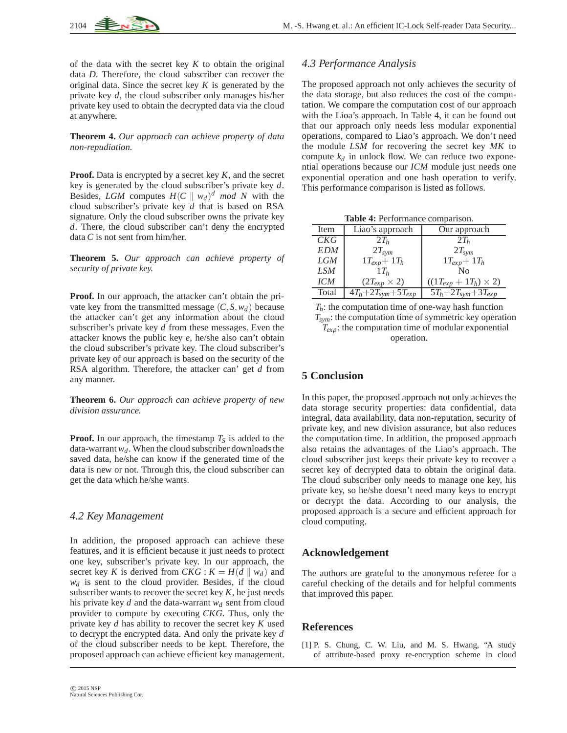of the data with the secret key $K$ to obtain the original data $D$. Therefore, the cloud subscriber can recover the original data. Since the secret key $K$ is generated by the private key $d$, the cloud subscriber only manages his/her private key used to obtain the decrypted data via the cloud at anywhere.

**Theorem 4.** *Our approach can achieve property of data non-repudiation.*

**Proof.** Data is encrypted by a secret key $K$, and the secret key is generated by the cloud subscriber's private key $d$. Besides, $LGM$ computes $H(C \parallel w_d)^d \ mod \ N$ with the cloud subscriber's private key $d$ that is based on RSA signature. Only the cloud subscriber owns the private key $d$. There, the cloud subscriber can't deny the encrypted data $C$ is not sent from him/her.

**Theorem 5.** *Our approach can achieve property of security of private key.*

**Proof.** In our approach, the attacker can't obtain the private key from the transmitted message $(C, S, w_d)$ because the attacker can't get any information about the cloud subscriber's private key $d$ from these messages. Even the attacker knows the public key $e$, he/she also can't obtain the cloud subscriber's private key. The cloud subscriber's private key of our approach is based on the security of the RSA algorithm. Therefore, the attacker can' get $d$ from any manner.

**Theorem 6.** *Our approach can achieve property of new division assurance.*

**Proof.** In our approach, the timestamp $T_S$ is added to the data-warrant $w_d$. When the cloud subscriber downloads the saved data, he/she can know if the generated time of the data is new or not. Through this, the cloud subscriber can get the data which he/she wants.

### *4.2 Key Management*

In addition, the proposed approach can achieve these features, and it is efficient because it just needs to protect one key, subscriber's private key. In our approach, the secret key $K$ is derived from $CKG : K = H(d \parallel w_d)$ and $w_d$ is sent to the cloud provider. Besides, if the cloud subscriber wants to recover the secret key $K$, he just needs his private key $d$ and the data-warrant $w_d$ sent from cloud provider to compute by executing $CKG$. Thus, only the private key $d$ has ability to recover the secret key $K$ used to decrypt the encrypted data. And only the private key $d$ of the cloud subscriber needs to be kept. Therefore, the proposed approach can achieve efficient key management.

### *4.3 Performance Analysis*

The proposed approach not only achieves the security of the data storage, but also reduces the cost of the computation. We compare the computation cost of our approach with the Lioa's approach. In Table 4, it can be found out that our approach only needs less modular exponential operations, compared to Liao's approach. We don't need the module $LSM$ for recovering the secret key $MK$ to compute $k_d$ in unlock flow. We can reduce two exponential operations because our $ICM$ module just needs one exponential operation and one hash operation to verify. This performance comparison is listed as follows.

**Table 4:** Performance comparison.

| Item | Liao's approach | Our approach |
|---|---|---|
| $CKG$ | $2T_h$ | $2T_h$ |
| $EDM$ | $2T_{sym}$ | $2T_{sym}$ |
| $LGM$ | $1T_{exp}+1T_h$ | $1T_{exp}+1T_h$ |
| $LSM$ | $1T_h$ | No |
| $ICM$ | $(2T_{exp} \times 2)$ | $((1T_{exp}+1T_h) \times 2)$ |
| Total | $4T_h+2T_{sym}+5T_{exp}$ | $5T_h+2T_{sym}+3T_{exp}$ |

$T_h$: the computation time of one-way hash function
$T_{sym}$: the computation time of symmetric key operation
$T_{exp}$: the computation time of modular exponential operation.

## 5 Conclusion

In this paper, the proposed approach not only achieves the data storage security properties: data confidential, data integral, data availability, data non-reputation, security of private key, and new division assurance, but also reduces the computation time. In addition, the proposed approach also retains the advantages of the Liao's approach. The cloud subscriber just keeps their private key to recover a secret key of decrypted data to obtain the original data. The cloud subscriber only needs to manage one key, his private key, so he/she doesn't need many keys to encrypt or decrypt the data. According to our analysis, the proposed approach is a secure and efficient approach for cloud computing.

## Acknowledgement

The authors are grateful to the anonymous referee for a careful checking of the details and for helpful comments that improved this paper.

## References

[1] P. S. Chung, C. W. Liu, and M. S. Hwang, "A study of attribute-based proxy re-encryption scheme in cloud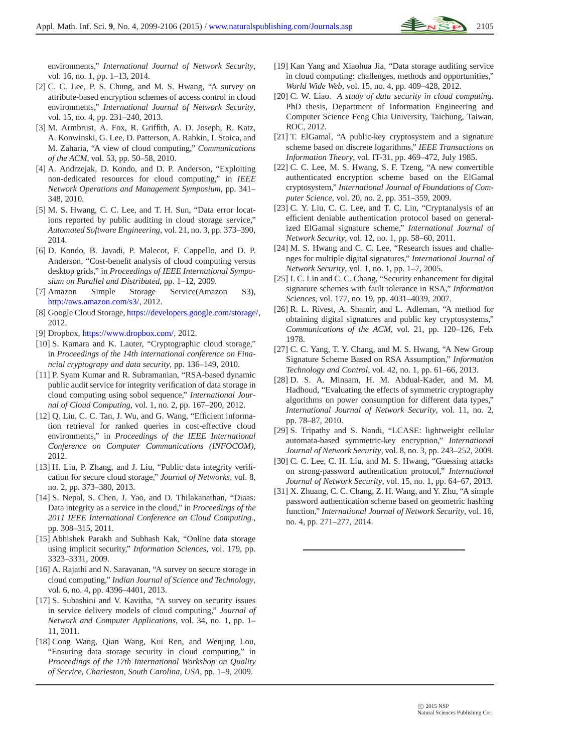environments," *International Journal of Network Security*, vol. 16, no. 1, pp. 1–13, 2014.

[2] C. C. Lee, P. S. Chung, and M. S. Hwang, "A survey on attribute-based encryption schemes of access control in cloud environments," *International Journal of Network Security*, vol. 15, no. 4, pp. 231–240, 2013.

[3] M. Armbrust, A. Fox, R. Griffith, A. D. Joseph, R. Katz, A. Konwinski, G. Lee, D. Patterson, A. Rabkin, I. Stoica, and M. Zaharia, "A view of cloud computing," *Communications of the ACM*, vol. 53, pp. 50–58, 2010.

[4] A. Andrzejak, D. Kondo, and D. P. Anderson, "Exploiting non-dedicated resources for cloud computing," in *IEEE Network Operations and Management Symposium*, pp. 341–348, 2010.

[5] M. S. Hwang, C. C. Lee, and T. H. Sun, "Data error locations reported by public auditing in cloud storage service," *Automated Software Engineering*, vol. 21, no. 3, pp. 373–390, 2014.

[6] D. Kondo, B. Javadi, P. Malecot, F. Cappello, and D. P. Anderson, "Cost-benefit analysis of cloud computing versus desktop grids," in *Proceedings of IEEE International Symposium on Parallel and Distributed*, pp. 1–12, 2009.

[7] Amazon Simple Storage Service(Amazon S3), http://aws.amazon.com/s3/, 2012.

[8] Google Cloud Storage, https://developers.google.com/storage/, 2012.

[9] Dropbox, https://www.dropbox.com/, 2012.

[10] S. Kamara and K. Lauter, "Cryptographic cloud storage," in *Proceedings of the 14th international conference on Financial cryptograpy and data security*, pp. 136–149, 2010.

[11] P. Syam Kumar and R. Subramanian, "RSA-based dynamic public audit service for integrity verification of data storage in cloud computing using sobol sequence," *International Journal of Cloud Computing*, vol. 1, no. 2, pp. 167–200, 2012.

[12] Q. Liu, C. C. Tan, J. Wu, and G. Wang, "Efficient information retrieval for ranked queries in cost-effective cloud environments," in *Proceedings of the IEEE International Conference on Computer Communications (INFOCOM)*, 2012.

[13] H. Liu, P. Zhang, and J. Liu, "Public data integrity verification for secure cloud storage," *Journal of Networks*, vol. 8, no. 2, pp. 373–380, 2013.

[14] S. Nepal, S. Chen, J. Yao, and D. Thilakanathan, "Diaas: Data integrity as a service in the cloud," in *Proceedings of the 2011 IEEE International Conference on Cloud Computing.*, pp. 308–315, 2011.

[15] Abhishek Parakh and Subhash Kak, "Online data storage using implicit security," *Information Sciences*, vol. 179, pp. 3323–3331, 2009.

[16] A. Rajathi and N. Saravanan, "A survey on secure storage in cloud computing," *Indian Journal of Science and Technology*, vol. 6, no. 4, pp. 4396–4401, 2013.

[17] S. Subashini and V. Kavitha, "A survey on security issues in service delivery models of cloud computing," *Journal of Network and Computer Applications*, vol. 34, no. 1, pp. 1–11, 2011.

[18] Cong Wang, Qian Wang, Kui Ren, and Wenjing Lou, "Ensuring data storage security in cloud computing," in *Proceedings of the 17th International Workshop on Quality of Service, Charleston, South Carolina, USA*, pp. 1–9, 2009.

[19] Kan Yang and Xiaohua Jia, "Data storage auditing service in cloud computing: challenges, methods and opportunities," *World Wide Web*, vol. 15, no. 4, pp. 409–428, 2012.

[20] C. W. Liao. *A study of data security in cloud computing*. PhD thesis, Department of Information Engineering and Computer Science Feng Chia University, Taichung, Taiwan, ROC, 2012.

[21] T. ElGamal, "A public-key cryptosystem and a signature scheme based on discrete logarithms," *IEEE Transactions on Information Theory*, vol. IT-31, pp. 469–472, July 1985.

[22] C. C. Lee, M. S. Hwang, S. F. Tzeng, "A new convertible authenticated encryption scheme based on the ElGamal cryptosystem," *International Journal of Foundations of Computer Science*, vol. 20, no. 2, pp. 351–359, 2009.

[23] C. Y. Liu, C. C. Lee, and T. C. Lin, "Cryptanalysis of an efficient deniable authentication protocol based on generalized ElGamal signature scheme," *International Journal of Network Security*, vol. 12, no. 1, pp. 58–60, 2011.

[24] M. S. Hwang and C. C. Lee, "Research issues and challenges for multiple digital signatures," *International Journal of Network Security*, vol. 1, no. 1, pp. 1–7, 2005.

[25] I. C. Lin and C. C. Chang, "Security enhancement for digital signature schemes with fault tolerance in RSA," *Information Sciences*, vol. 177, no. 19, pp. 4031–4039, 2007.

[26] R. L. Rivest, A. Shamir, and L. Adleman, "A method for obtaining digital signatures and public key cryptosystems," *Communications of the ACM*, vol. 21, pp. 120–126, Feb. 1978.

[27] C. C. Yang, T. Y. Chang, and M. S. Hwang, "A New Group Signature Scheme Based on RSA Assumption," *Information Technology and Control*, vol. 42, no. 1, pp. 61–66, 2013.

[28] D. S. A. Minaam, H. M. Abdual-Kader, and M. M. Hadhoud, "Evaluating the effects of symmetric cryptography algorithms on power consumption for different data types," *International Journal of Network Security*, vol. 11, no. 2, pp. 78–87, 2010.

[29] S. Tripathy and S. Nandi, "LCASE: lightweight cellular automata-based symmetric-key encryption," *International Journal of Network Security*, vol. 8, no. 3, pp. 243–252, 2009.

[30] C. C. Lee, C. H. Liu, and M. S. Hwang, "Guessing attacks on strong-password authentication protocol," *International Journal of Network Security*, vol. 15, no. 1, pp. 64–67, 2013.

[31] X. Zhuang, C. C. Chang, Z. H. Wang, and Y. Zhu, "A simple password authentication scheme based on geometric hashing function," *International Journal of Network Security*, vol. 16, no. 4, pp. 271–277, 2014.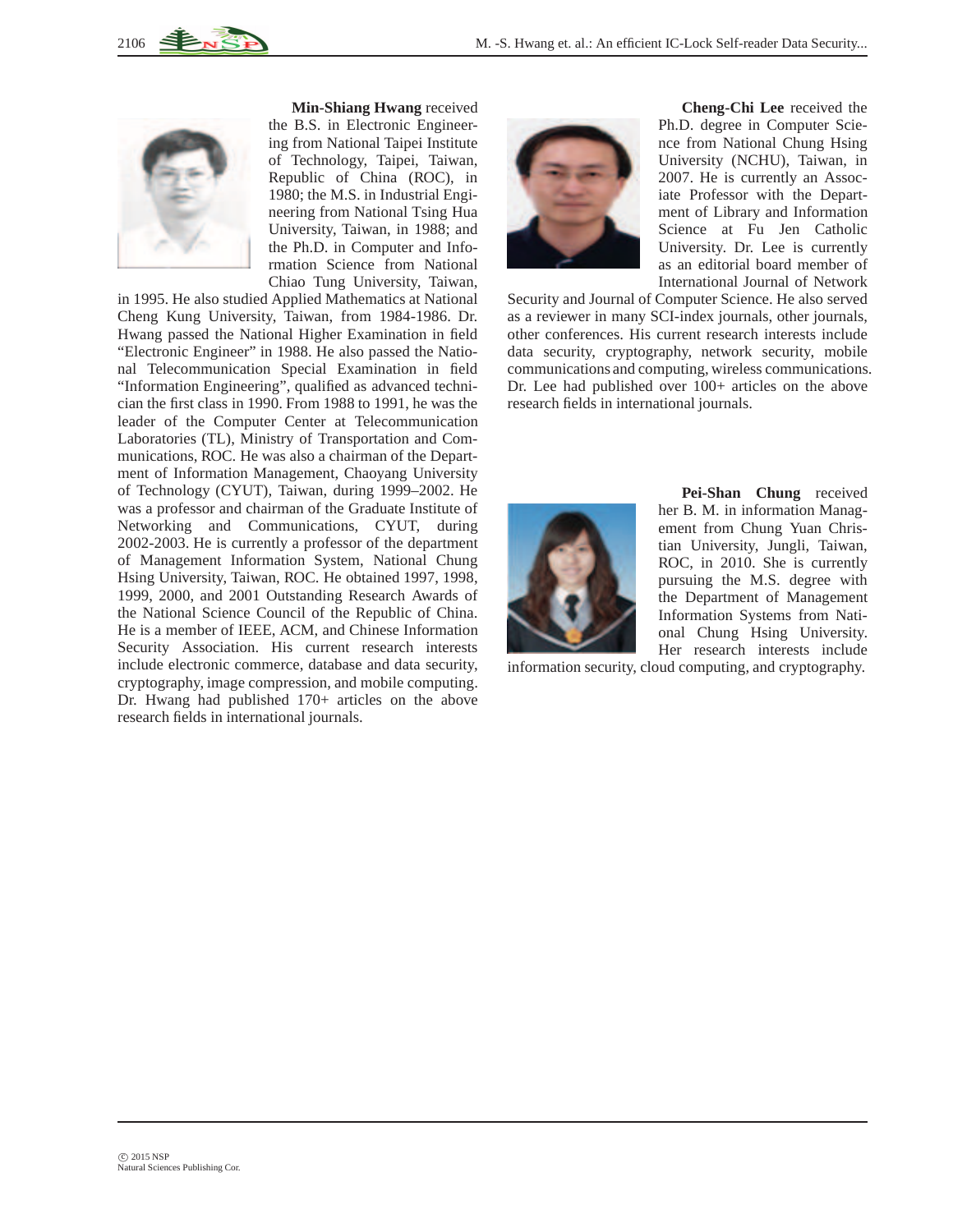**Min-Shiang Hwang** received the B.S. in Electronic Engineering from National Taipei Institute of Technology, Taipei, Taiwan, Republic of China (ROC), in 1980; the M.S. in Industrial Engineering from National Tsing Hua University, Taiwan, in 1988; and the Ph.D. in Computer and Information Science from National Chiao Tung University, Taiwan, in 1995. He also studied Applied Mathematics at National Cheng Kung University, Taiwan, from 1984-1986. Dr. Hwang passed the National Higher Examination in field "Electronic Engineer" in 1988. He also passed the National Telecommunication Special Examination in field "Information Engineering", qualified as advanced technician the first class in 1990. From 1988 to 1991, he was the leader of the Computer Center at Telecommunication Laboratories (TL), Ministry of Transportation and Communications, ROC. He was also a chairman of the Department of Information Management, Chaoyang University of Technology (CYUT), Taiwan, during 1999–2002. He was a professor and chairman of the Graduate Institute of Networking and Communications, CYUT, during 2002-2003. He is currently a professor of the department of Management Information System, National Chung Hsing University, Taiwan, ROC. He obtained 1997, 1998, 1999, 2000, and 2001 Outstanding Research Awards of the National Science Council of the Republic of China. He is a member of IEEE, ACM, and Chinese Information Security Association. His current research interests include electronic commerce, database and data security, cryptography, image compression, and mobile computing. Dr. Hwang had published 170+ articles on the above research fields in international journals.

**Cheng-Chi Lee** received the Ph.D. degree in Computer Science from National Chung Hsing University (NCHU), Taiwan, in 2007. He is currently an Associate Professor with the Department of Library and Information Science at Fu Jen Catholic University. Dr. Lee is currently as an editorial board member of International Journal of Network Security and Journal of Computer Science. He also served as a reviewer in many SCI-index journals, other journals, other conferences. His current research interests include data security, cryptography, network security, mobile communications and computing, wireless communications. Dr. Lee had published over 100+ articles on the above research fields in international journals.

**Pei-Shan Chung** received her B. M. in information Management from Chung Yuan Christian University, Jungli, Taiwan, ROC, in 2010. She is currently pursuing the M.S. degree with the Department of Management Information Systems from National Chung Hsing University. Her research interests include information security, cloud computing, and cryptography.